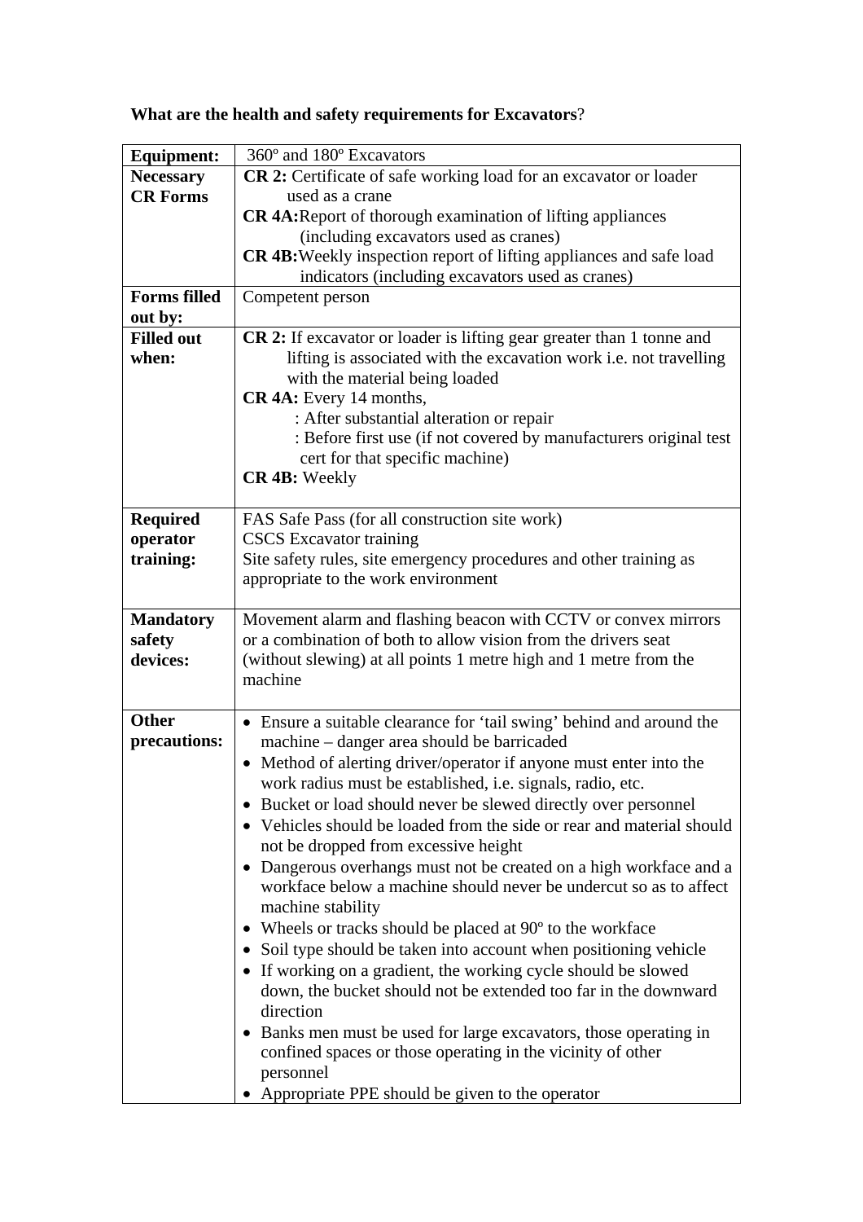**What are the health and safety requirements for Excavators**?

| **Equipment:** | 360º and 180º Excavators |
|---|---|
| **Necessary CR Forms** | **CR 2:** Certificate of safe working load for an excavator or loader used as a crane<br>**CR 4A:** Report of thorough examination of lifting appliances (including excavators used as cranes)<br>**CR 4B:** Weekly inspection report of lifting appliances and safe load indicators (including excavators used as cranes) |
| **Forms filled out by:** | Competent person |
| **Filled out when:** | **CR 2:** If excavator or loader is lifting gear greater than 1 tonne and lifting is associated with the excavation work i.e. not travelling with the material being loaded<br>**CR 4A:** Every 14 months,<br>: After substantial alteration or repair<br>: Before first use (if not covered by manufacturers original test cert for that specific machine)<br>**CR 4B:** Weekly |
| **Required operator training:** | FAS Safe Pass (for all construction site work)<br>CSCS Excavator training<br>Site safety rules, site emergency procedures and other training as appropriate to the work environment |
| **Mandatory safety devices:** | Movement alarm and flashing beacon with CCTV or convex mirrors or a combination of both to allow vision from the drivers seat (without slewing) at all points 1 metre high and 1 metre from the machine |
| **Other precautions:** | • Ensure a suitable clearance for 'tail swing' behind and around the machine – danger area should be barricaded<br>• Method of alerting driver/operator if anyone must enter into the work radius must be established, i.e. signals, radio, etc.<br>• Bucket or load should never be slewed directly over personnel<br>• Vehicles should be loaded from the side or rear and material should not be dropped from excessive height<br>• Dangerous overhangs must not be created on a high workface and a workface below a machine should never be undercut so as to affect machine stability<br>• Wheels or tracks should be placed at 90º to the workface<br>• Soil type should be taken into account when positioning vehicle<br>• If working on a gradient, the working cycle should be slowed down, the bucket should not be extended too far in the downward direction<br>• Banks men must be used for large excavators, those operating in confined spaces or those operating in the vicinity of other personnel<br>• Appropriate PPE should be given to the operator |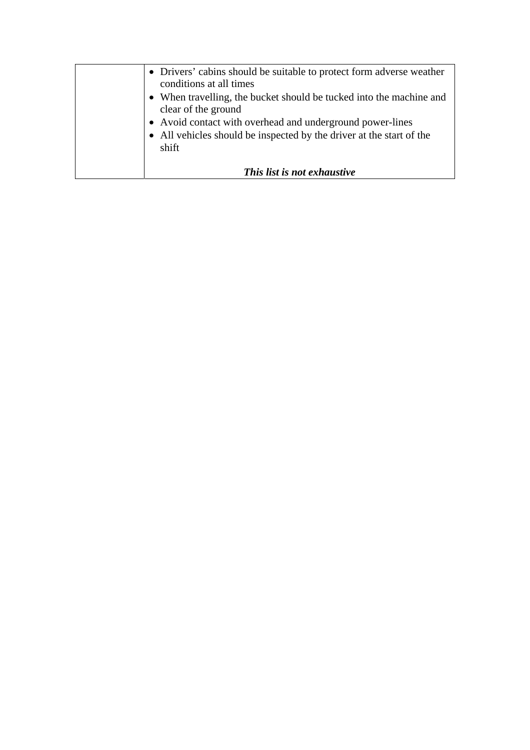| | |
|---|---|
| | • Drivers' cabins should be suitable to protect form adverse weather conditions at all times<br>• When travelling, the bucket should be tucked into the machine and clear of the ground<br>• Avoid contact with overhead and underground power-lines<br>• All vehicles should be inspected by the driver at the start of the shift<br><br>***This list is not exhaustive*** |